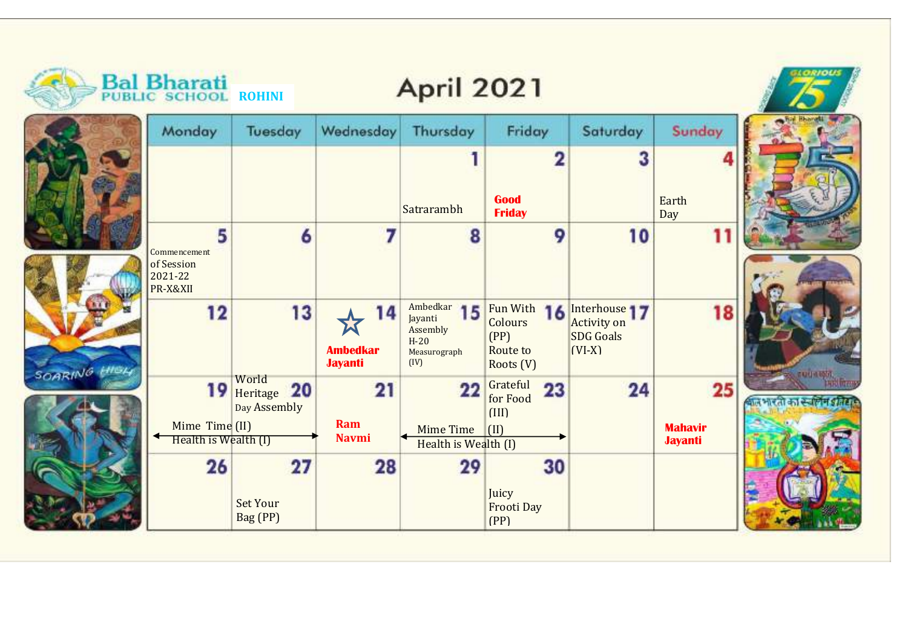# Bal Bharati Public School ROHINI

## April 2021

| Monday | Tuesday | Wednesday | Thursday | Friday | Saturday | Sunday |
|---|---|---|---|---|---|---|
| | | | 1 Satrarambh | 2 **Good Friday** | 3 | 4 Earth Day |
| 5 Commencement of Session 2021-22 PR-X&XII | 6 | 7 | 8 | 9 | 10 | 11 |
| 12 | 13 | 14 ☆ **Ambedkar Jayanti** | 15 Ambedkar Jayanti Assembly H-20 Measurograph (IV) | 16 Fun With Colours (PP) Route to Roots (V) | 17 Interhouse Activity on SDG Goals (VI-X) | 18 |
| 19 Mime Time (II) Health is Wealth (I) ← | 20 World Heritage Day Assembly → | 21 **Ram Navmi** | 22 ← Mime Time (II) Health is Wealth (I) | 23 Grateful for Food (III) → | 24 | 25 **Mahavir Jayanti** |
| 26 | 27 Set Your Bag (PP) | 28 | 29 | 30 Juicy Frooti Day (PP) | | |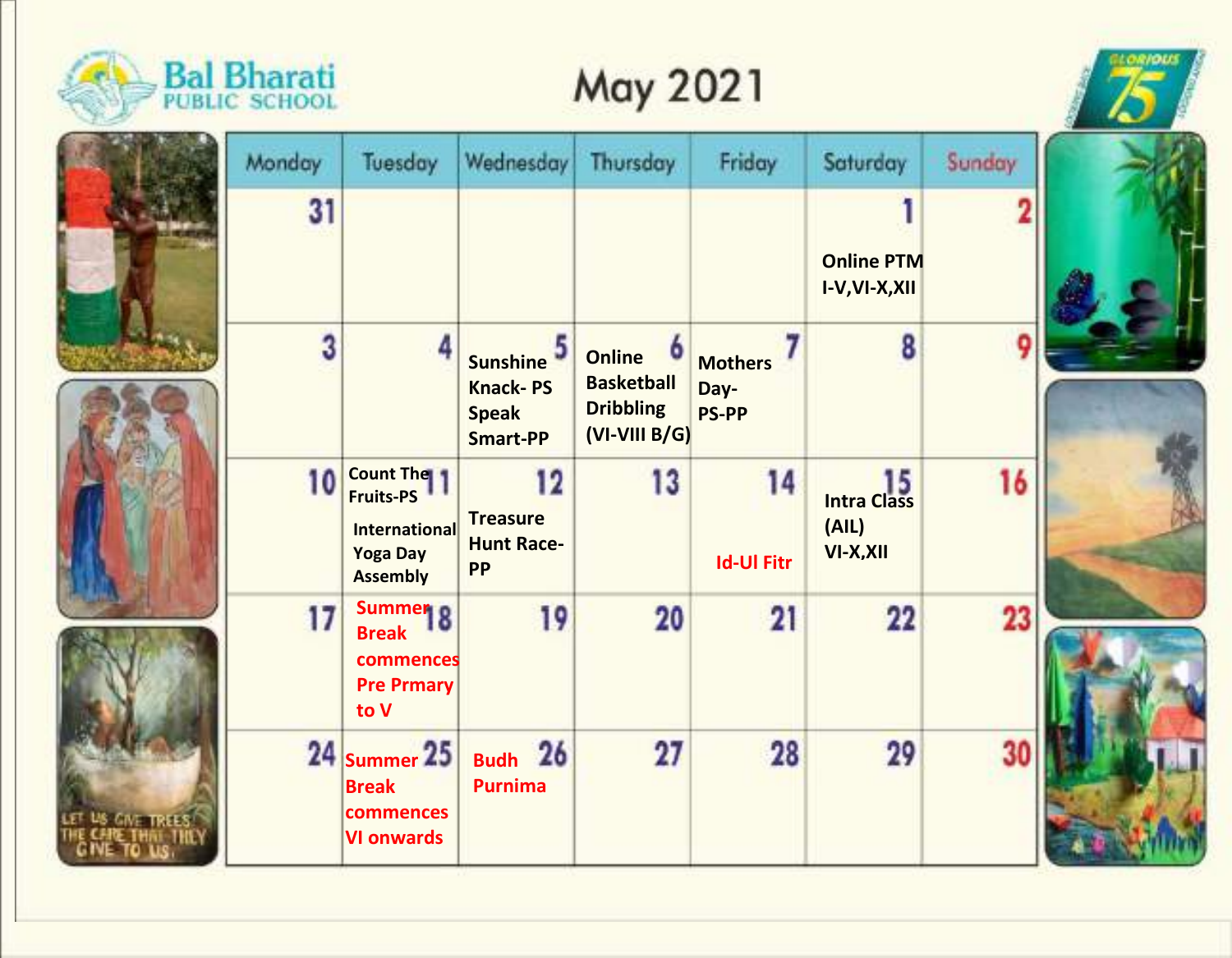# Bal Bharati PUBLIC SCHOOL

## May 2021

| Monday | Tuesday | Wednesday | Thursday | Friday | Saturday | Sunday |
|---|---|---|---|---|---|---|
| 31 | | | | | 1 Online PTM I-V,VI-X,XII | 2 |
| 3 | 4 | 5 Sunshine Knack- PS Speak Smart-PP | 6 Online Basketball Dribbling (VI-VIII B/G) | 7 Mothers Day- PS-PP | 8 | 9 |
| 10 | 11 Count The Fruits-PS International Yoga Day Assembly | 12 Treasure Hunt Race- PP | 13 | 14 Id-Ul Fitr | 15 Intra Class (AIL) VI-X,XII | 16 |
| 17 | 18 Summer Break commences Pre Prmary to V | 19 | 20 | 21 | 22 | 23 |
| 24 | 25 Summer Break commences VI onwards | 26 Budh Purnima | 27 | 28 | 29 | 30 |

LET US GIVE TREES THE CARE THAT THEY GIVE TO US.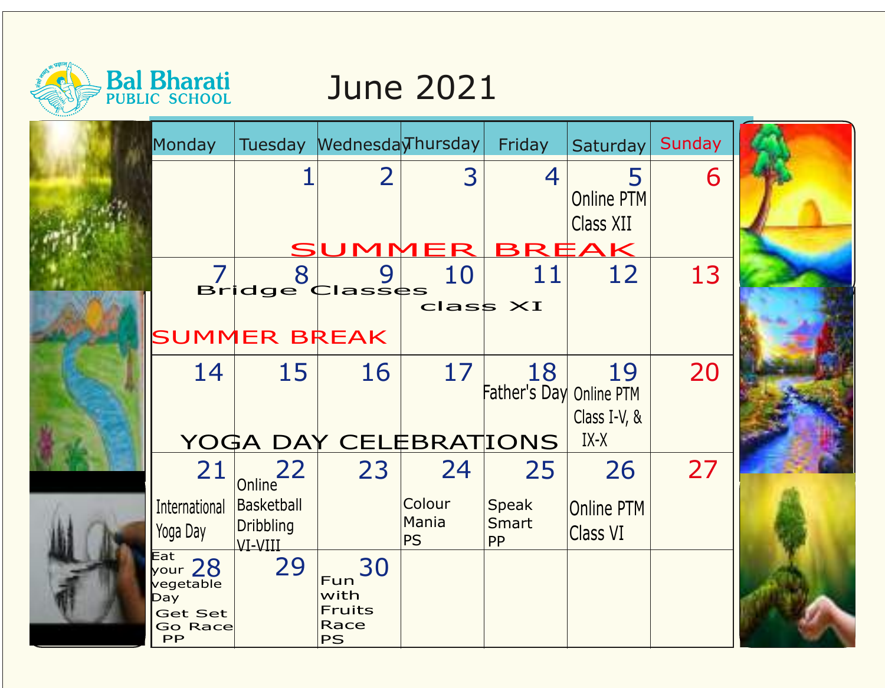# Bal Bharati PUBLIC SCHOOL

## June 2021

| Monday | Tuesday | Wednesday | Thursday | Friday | Saturday | Sunday |
|---|---|---|---|---|---|---|
| | 1 | 2 | 3 | 4 | 5 Online PTM Class XII | 6 |
| SUMMER BREAK | | | | | | |
| 7 Bridge Classes class XI | 8 | 9 | 10 | 11 | 12 | 13 |
| SUMMER BREAK | | | | | | |
| 14 | 15 | 16 | 17 | 18 Father's Day | 19 Online PTM Class I-V, & IX-X | 20 |
| YOGA DAY CELEBRATIONS | | | | | | |
| 21 International Yoga Day | 22 Online Basketball Dribbling VI-VIII | 23 | 24 Colour Mania PS | 25 Speak Smart PP | 26 Online PTM Class VI | 27 |
| 28 Eat your vegetable Day; Get Set Go Race PP | 29 | 30 Fun with Fruits Race PS | | | | |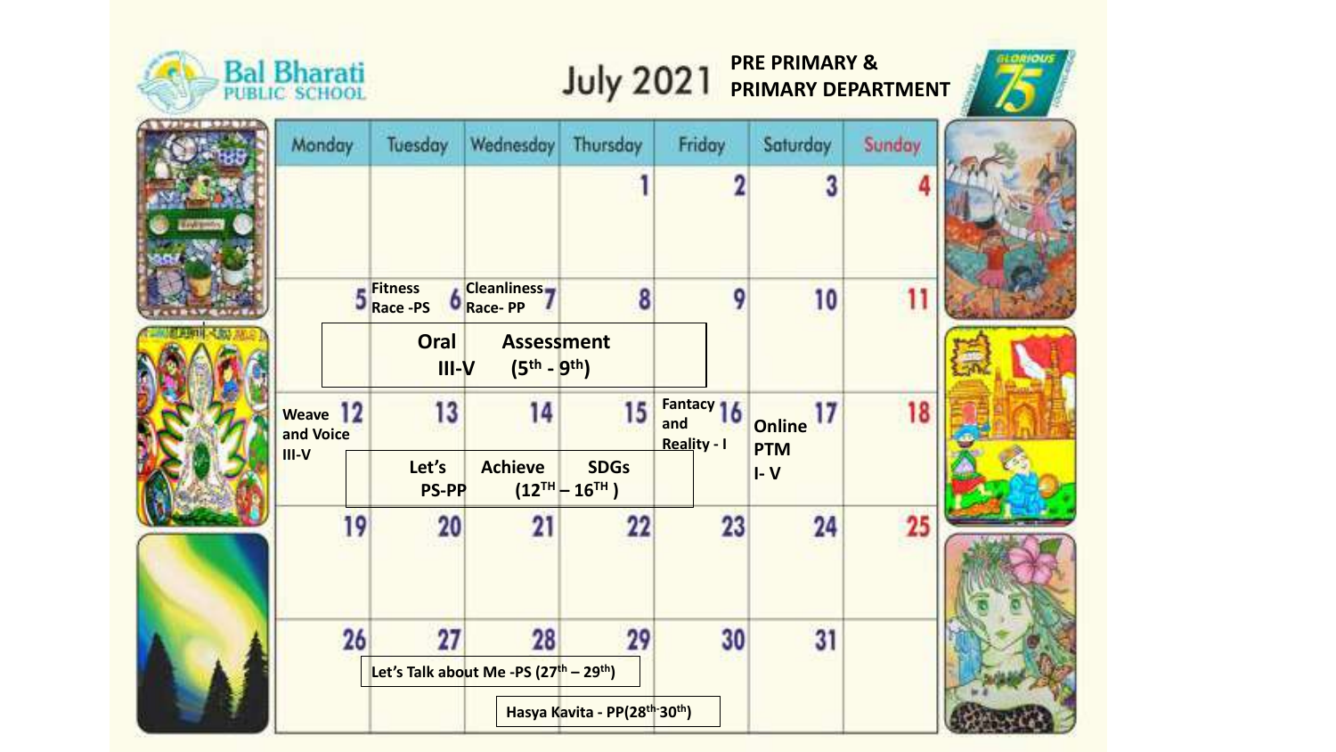# Bal Bharati Public School

## July 2021 — PRE PRIMARY & PRIMARY DEPARTMENT

| Monday | Tuesday | Wednesday | Thursday | Friday | Saturday | Sunday |
|---|---|---|---|---|---|---|
| | | | 1 | 2 | 3 | 4 |
| 5 | 6 Fitness Race -PS | 7 Cleanliness Race- PP | 8 | 9 | 10 | 11 |
| 12 Weave and Voice III-V | 13 | 14 | 15 | 16 Fantacy and Reality - I | 17 Online PTM I- V | 18 |
| 19 | 20 | 21 | 22 | 23 | 24 | 25 |
| 26 | 27 | 28 | 29 | 30 | 31 | |

Oral Assessment III-V ($5^{th}$ - $9^{th}$)

Let's Achieve SDGs PS-PP ($12^{TH}$ – $16^{TH}$ )

Let's Talk about Me -PS ($27^{th}$ – $29^{th}$)

Hasya Kavita - PP($28^{th}$-$30^{th}$)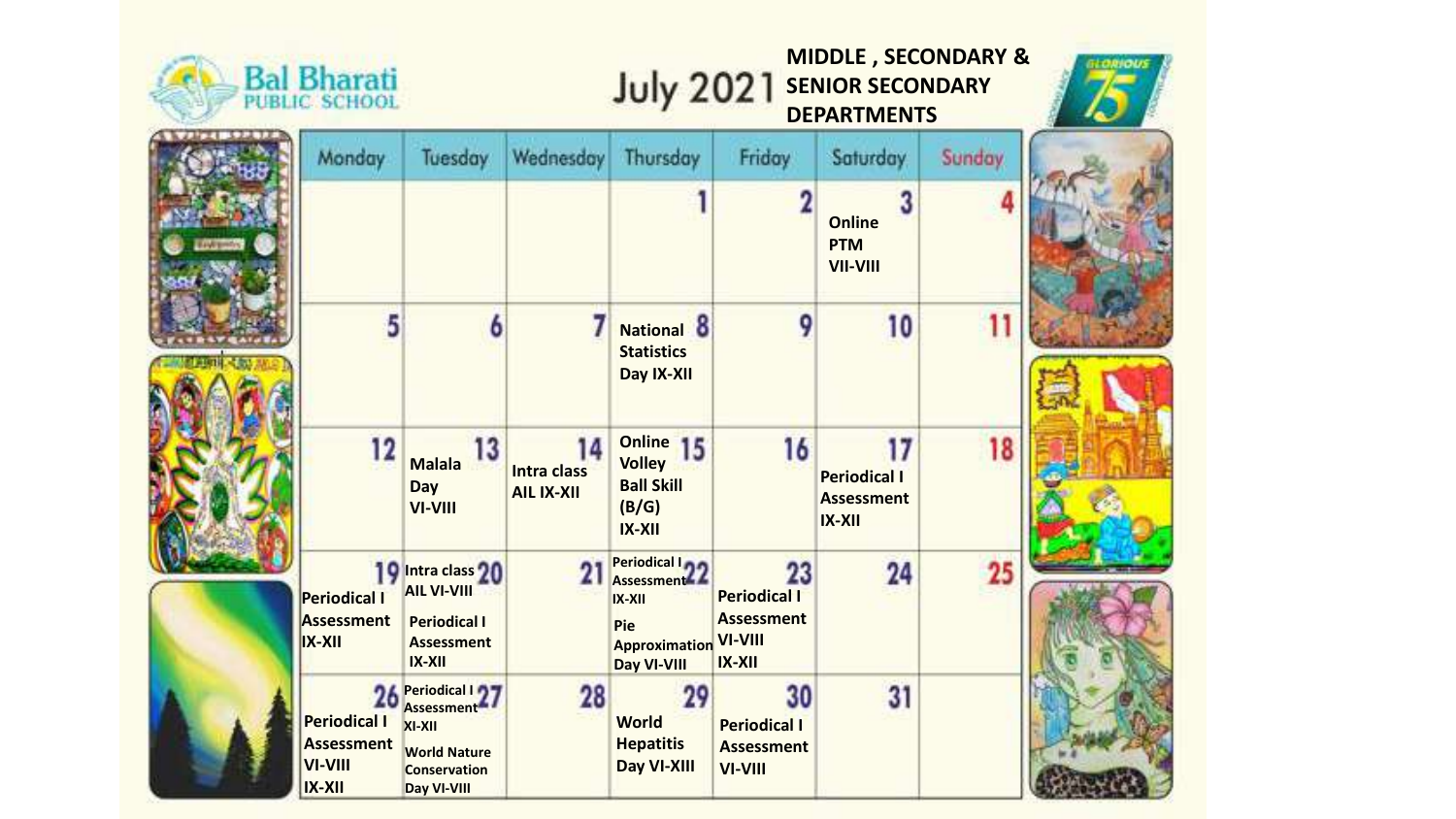# Bal Bharati Public School

## July 2021

**MIDDLE , SECONDARY & SENIOR SECONDARY DEPARTMENTS**

| Monday | Tuesday | Wednesday | Thursday | Friday | Saturday | Sunday |
|---|---|---|---|---|---|---|
| | | | 1 | 2 | 3 **Online PTM VII-VIII** | 4 |
| 5 | 6 | 7 | 8 **National Statistics Day IX-XII** | 9 | 10 | 11 |
| 12 | 13 **Malala Day VI-VIII** | 14 **Intra class AIL IX-XII** | 15 **Online Volley Ball Skill (B/G) IX-XII** | 16 | 17 **Periodical I Assessment IX-XII** | 18 |
| 19 **Periodical I Assessment IX-XII** | 20 **Intra class AIL VI-VIII** **Periodical I Assessment IX-XII** | 21 | 22 **Periodical I Assessment IX-XII** **Pie Approximation Day VI-VIII** | 23 **Periodical I Assessment VI-VIII IX-XII** | 24 | 25 |
| 26 **Periodical I Assessment VI-VIII IX-XII** | 27 **Periodical I Assessment XI-XII** **World Nature Conservation Day VI-VIII** | 28 | 29 **World Hepatitis Day VI-XIII** | 30 **Periodical I Assessment VI-VIII** | 31 | |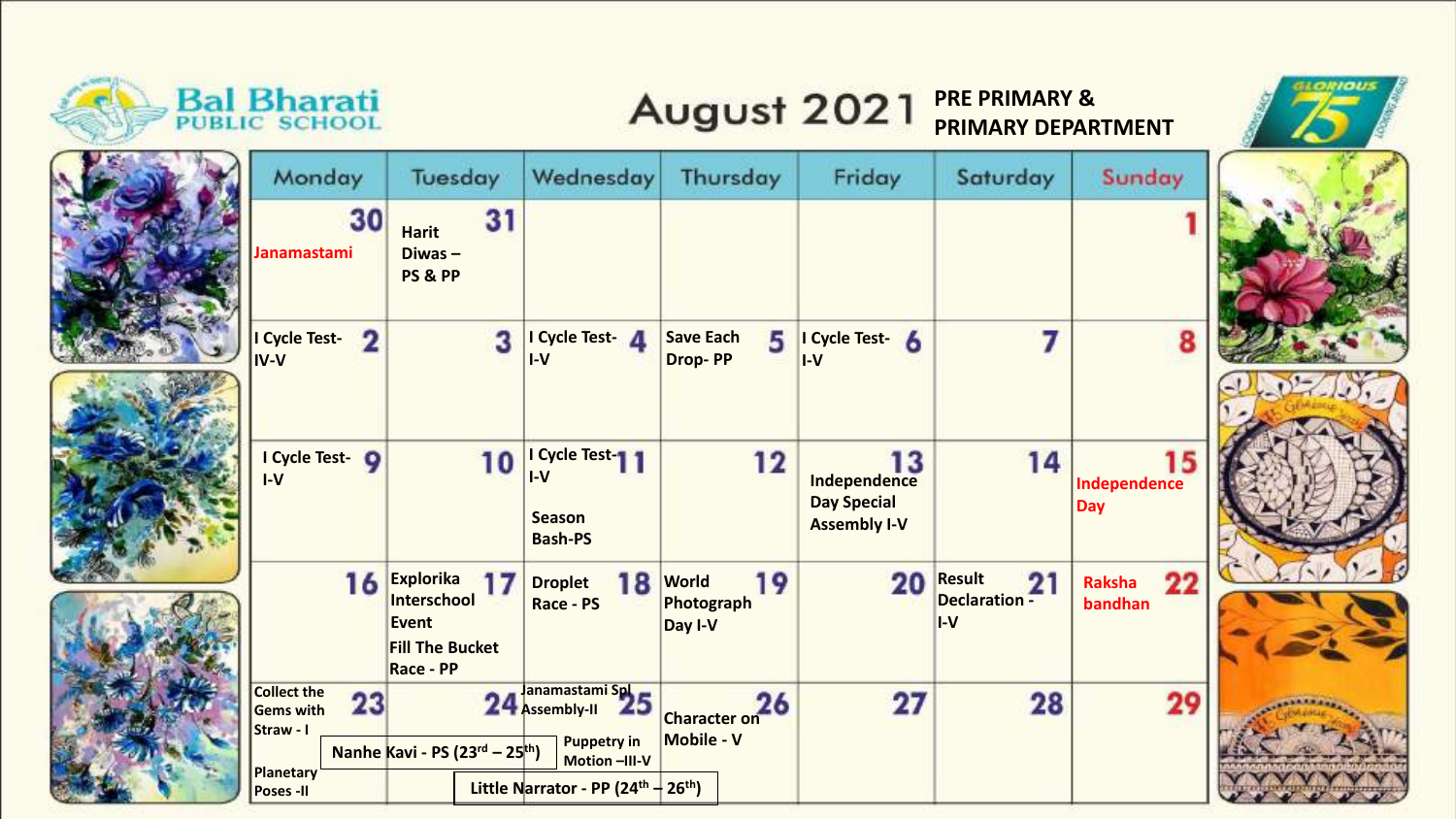# Bal Bharati Public School

## August 2021 — PRE PRIMARY & PRIMARY DEPARTMENT

| Monday | Tuesday | Wednesday | Thursday | Friday | Saturday | Sunday |
|---|---|---|---|---|---|---|
| 30 Janamastami | 31 Harit Diwas – PS & PP | | | | | 1 |
| 2 I Cycle Test- IV-V | 3 | 4 I Cycle Test- I-V | 5 Save Each Drop- PP | 6 I Cycle Test- I-V | 7 | 8 |
| 9 I Cycle Test- I-V | 10 | 11 I Cycle Test- I-V Season Bash-PS | 12 | 13 Independence Day Special Assembly I-V | 14 | 15 Independence Day |
| 16 | 17 Explorika Interschool Event Fill The Bucket Race - PP | 18 Droplet Race - PS | 19 World Photograph Day I-V | 20 | 21 Result Declaration - I-V | 22 Raksha bandhan |
| 23 Collect the Gems with Straw - I Planetary Poses -II | 24 | 25 Janamastami Spl Assembly-II Puppetry in Motion –III-V | 26 Character on Mobile - V | 27 | 28 | 29 |

Nanhe Kavi - PS (23rd – 25th)

Little Narrator - PP (24th – 26th)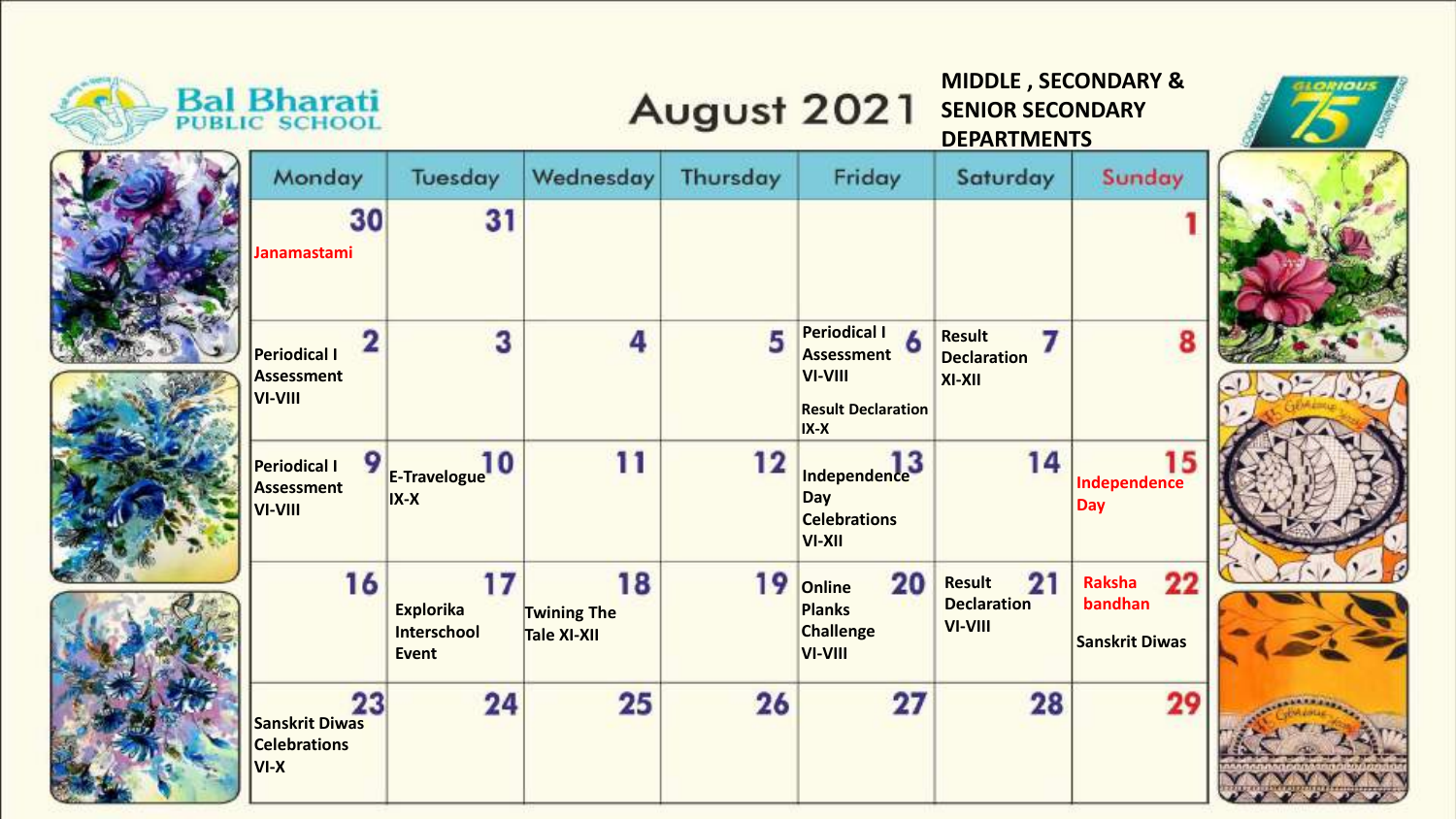# Bal Bharati Public School

## August 2021

**MIDDLE , SECONDARY & SENIOR SECONDARY DEPARTMENTS**

| Monday | Tuesday | Wednesday | Thursday | Friday | Saturday | Sunday |
|---|---|---|---|---|---|---|
| 30 Janamastami | 31 | | | | | 1 |
| 2 Periodical I Assessment VI-VIII | 3 | 4 | 5 | 6 Periodical I Assessment VI-VIII; Result Declaration IX-X | 7 Result Declaration XI-XII | 8 |
| 9 Periodical I Assessment VI-VIII | 10 E-Travelogue IX-X | 11 | 12 | 13 Independence Day Celebrations VI-XII | 14 | 15 Independence Day |
| 16 | 17 Explorika Interschool Event | 18 Twining The Tale XI-XII | 19 | 20 Online Planks Challenge VI-VIII | 21 Result Declaration VI-VIII | 22 Raksha bandhan; Sanskrit Diwas |
| 23 Sanskrit Diwas Celebrations VI-X | 24 | 25 | 26 | 27 | 28 | 29 |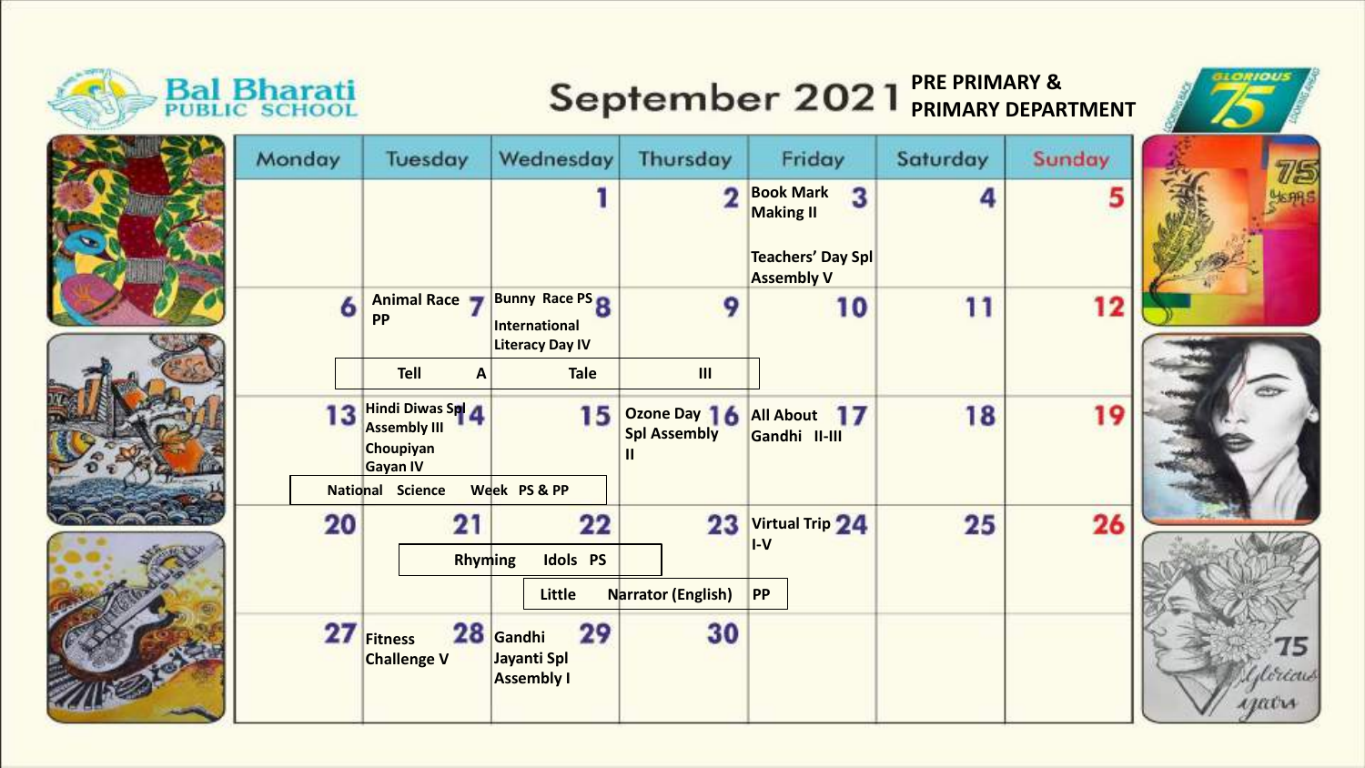# Bal Bharati Public School

## September 2021 — PRE PRIMARY & PRIMARY DEPARTMENT

| Monday | Tuesday | Wednesday | Thursday | Friday | Saturday | Sunday |
|---|---|---|---|---|---|---|
| | | 1 | 2 | 3 Book Mark Making II; Teachers' Day Spl Assembly V | 4 | 5 |
| 6 | 7 Animal Race PP | 8 Bunny Race PS; International Literacy Day IV | 9 | 10 | 11 | 12 |
| 13 | 14 Hindi Diwas Spl Assembly III; Choupiyan Gayan IV | 15 | 16 Ozone Day Spl Assembly II | 17 All About Gandhi II-III | 18 | 19 |
| 20 | 21 | 22 | 23 | 24 Virtual Trip I-V | 25 | 26 |
| 27 | 28 Fitness Challenge V | 29 Gandhi Jayanti Spl Assembly I | 30 | | | |

- Tell A Tale III (6–9 September)
- National Science Week PS & PP (13–15 September)
- Rhyming Idols PS (21–22 September)
- Little Narrator (English) PP (22–24 September)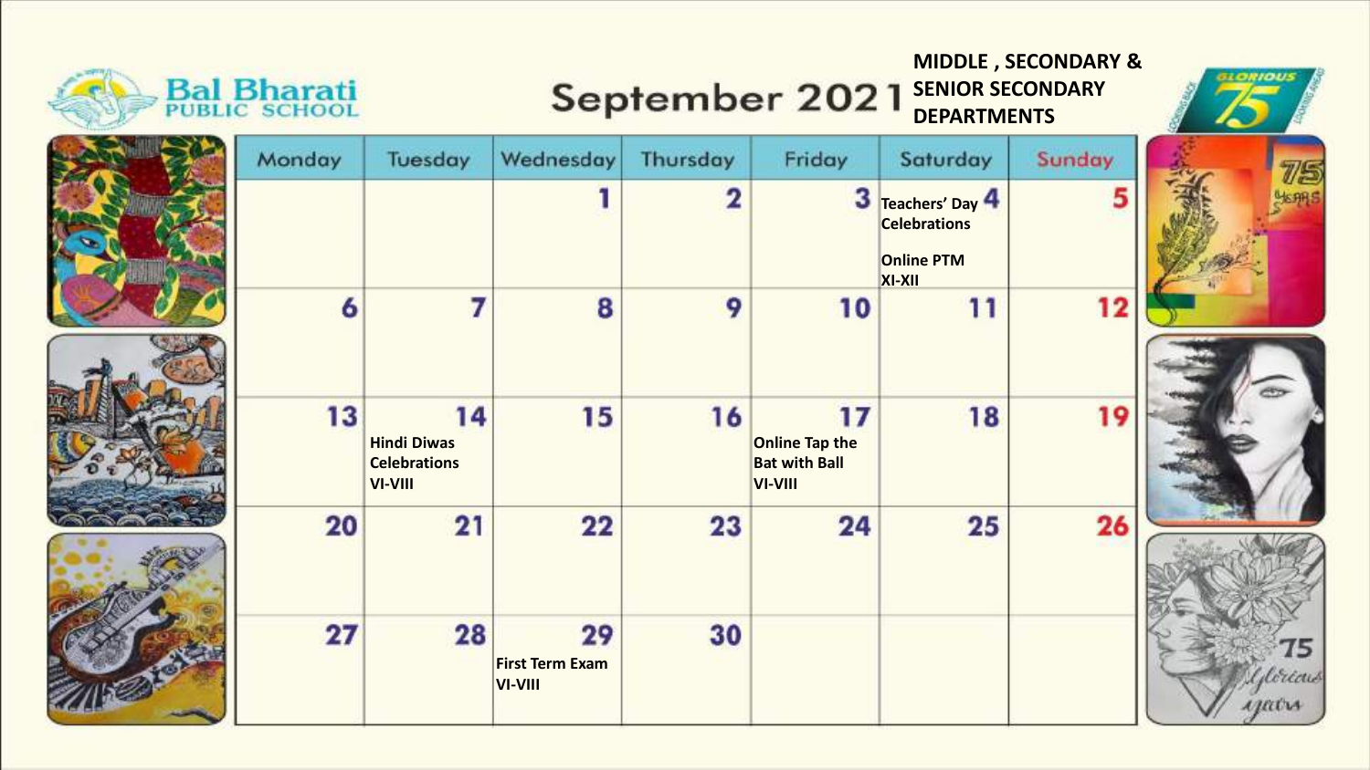# Bal Bharati Public School

## September 2021

**MIDDLE , SECONDARY & SENIOR SECONDARY DEPARTMENTS**

| Monday | Tuesday | Wednesday | Thursday | Friday | Saturday | Sunday |
|---|---|---|---|---|---|---|
| | | 1 | 2 | 3 | 4 **Teachers' Day Celebrations** **Online PTM XI-XII** | 5 |
| 6 | 7 | 8 | 9 | 10 | 11 | 12 |
| 13 | 14 **Hindi Diwas Celebrations VI-VIII** | 15 | 16 | 17 **Online Tap the Bat with Ball VI-VIII** | 18 | 19 |
| 20 | 21 | 22 | 23 | 24 | 25 | 26 |
| 27 | 28 | 29 **First Term Exam VI-VIII** | 30 | | | |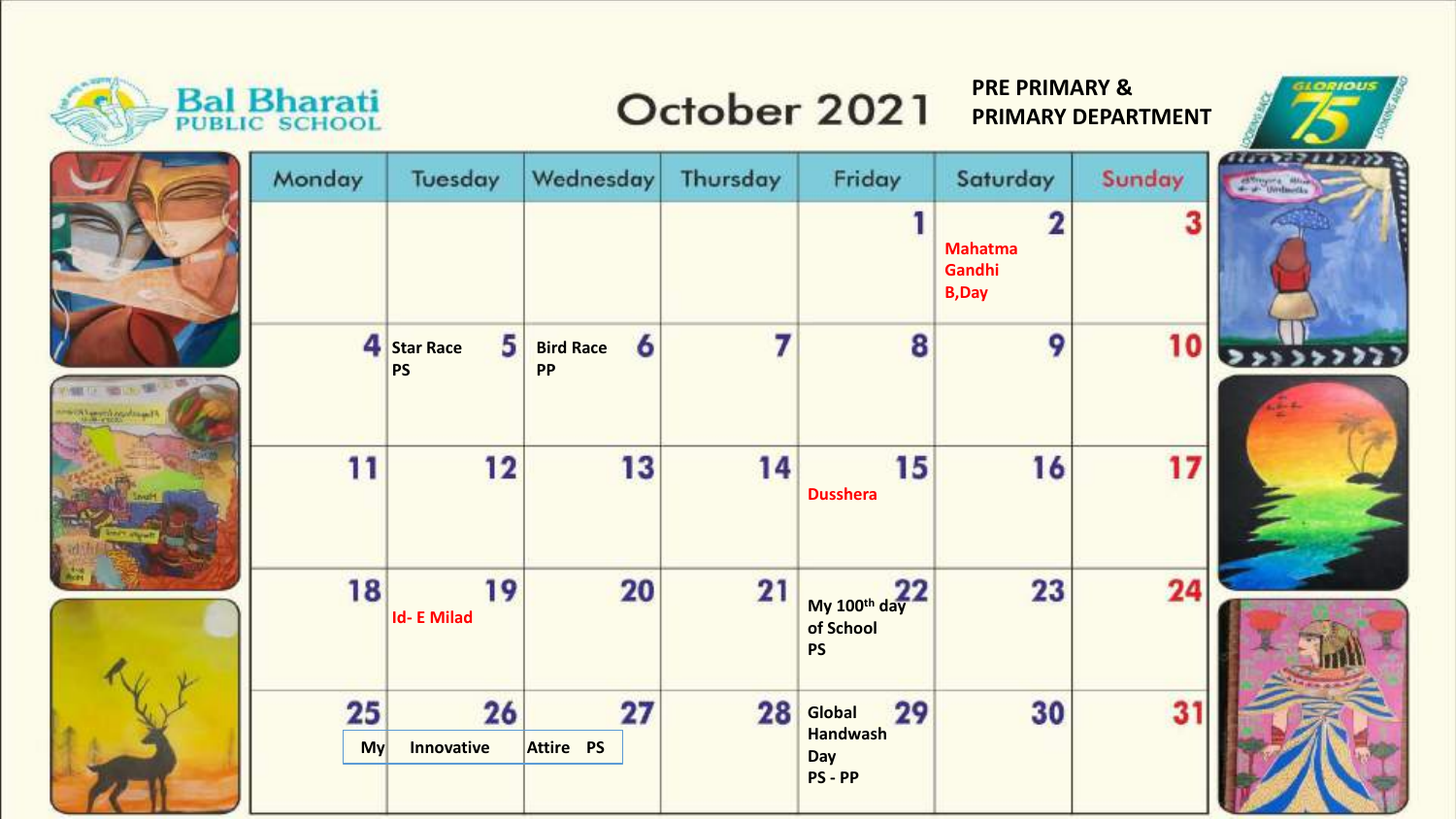# Bal Bharati PUBLIC SCHOOL

## October 2021

**PRE PRIMARY & PRIMARY DEPARTMENT**

GLORIOUS 75

| Monday | Tuesday | Wednesday | Thursday | Friday | Saturday | Sunday |
|---|---|---|---|---|---|---|
| | | | | 1 | 2 Mahatma Gandhi B,Day | 3 |
| 4 | 5 Star Race PS | 6 Bird Race PP | 7 | 8 | 9 | 10 |
| 11 | 12 | 13 | 14 | 15 Dusshera | 16 | 17 |
| 18 | 19 Id- E Milad | 20 | 21 | 22 My 100th day of School PS | 23 | 24 |
| 25 My | 26 Innovative | 27 Attire PS | 28 | 29 Global Handwash Day PS - PP | 30 | 31 |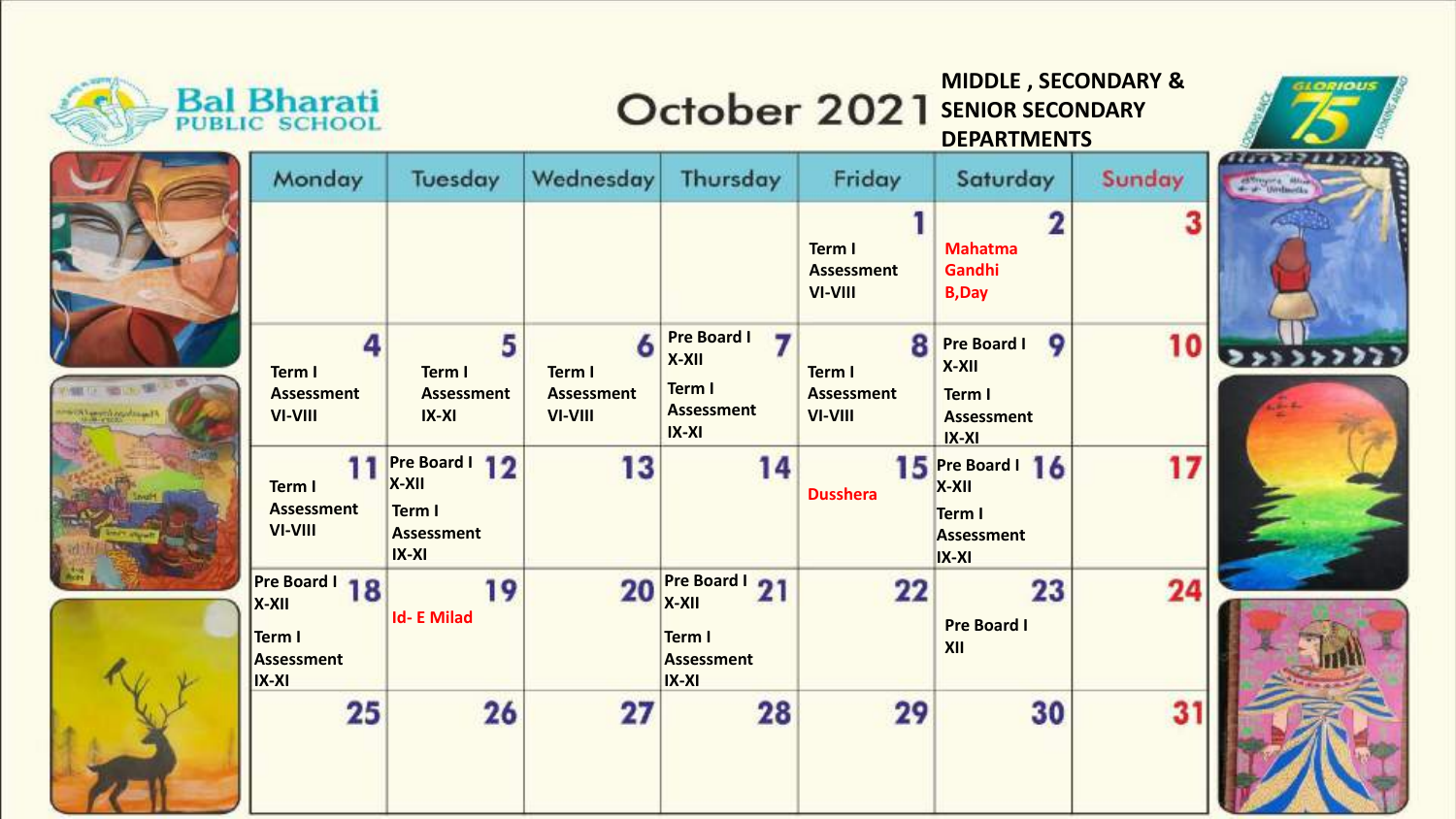# Bal Bharati PUBLIC SCHOOL

## October 2021

**MIDDLE , SECONDARY & SENIOR SECONDARY DEPARTMENTS**

| Monday | Tuesday | Wednesday | Thursday | Friday | Saturday | Sunday |
|---|---|---|---|---|---|---|
| | | | | 1 Term I Assessment VI-VIII | 2 Mahatma Gandhi B,Day | 3 |
| 4 Term I Assessment VI-VIII | 5 Term I Assessment IX-XI | 6 Term I Assessment VI-VIII | 7 Pre Board I X-XII Term I Assessment IX-XI | 8 Term I Assessment VI-VIII | 9 Pre Board I X-XII Term I Assessment IX-XI | 10 |
| 11 Term I Assessment VI-VIII | 12 Pre Board I X-XII Term I Assessment IX-XI | 13 | 14 | 15 Dusshera | 16 Pre Board I X-XII Term I Assessment IX-XI | 17 |
| 18 Pre Board I X-XII Term I Assessment IX-XI | 19 Id- E Milad | 20 | 21 Pre Board I X-XII Term I Assessment IX-XI | 22 | 23 Pre Board I XII | 24 |
| 25 | 26 | 27 | 28 | 29 | 30 | 31 |